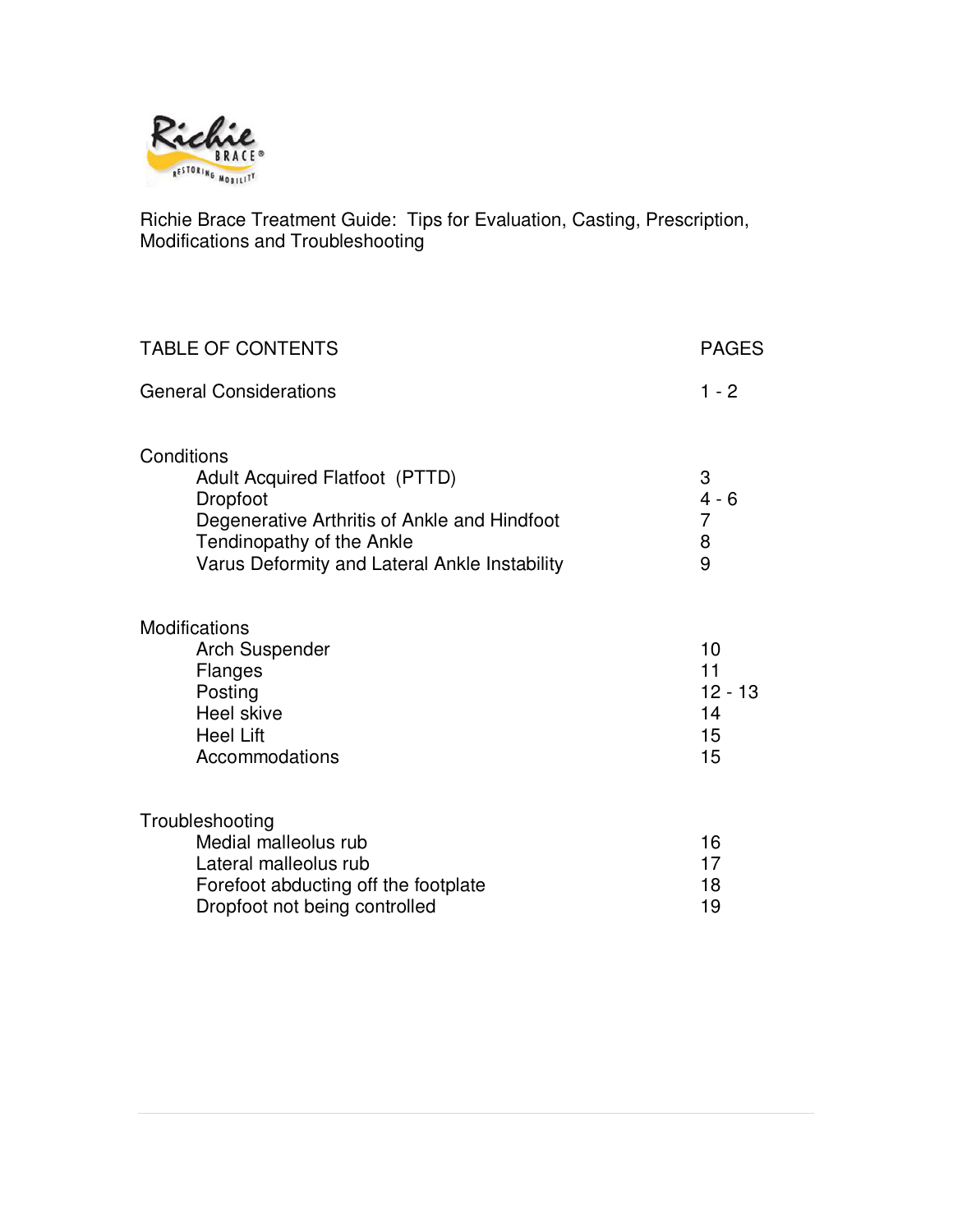Richie Brace Treatment Guide: Tips for Evaluation, Casting, Prescription, Modifications and Troubleshooting

| TABLE OF CONTENTS | PAGES |
| --- | --- |
| General Considerations | 1 - 2 |
| **Conditions** | |
| Adult Acquired Flatfoot (PTTD) | 3 |
| Dropfoot | 4 - 6 |
| Degenerative Arthritis of Ankle and Hindfoot | 7 |
| Tendinopathy of the Ankle | 8 |
| Varus Deformity and Lateral Ankle Instability | 9 |
| **Modifications** | |
| Arch Suspender | 10 |
| Flanges | 11 |
| Posting | 12 - 13 |
| Heel skive | 14 |
| Heel Lift | 15 |
| Accommodations | 15 |
| **Troubleshooting** | |
| Medial malleolus rub | 16 |
| Lateral malleolus rub | 17 |
| Forefoot abducting off the footplate | 18 |
| Dropfoot not being controlled | 19 |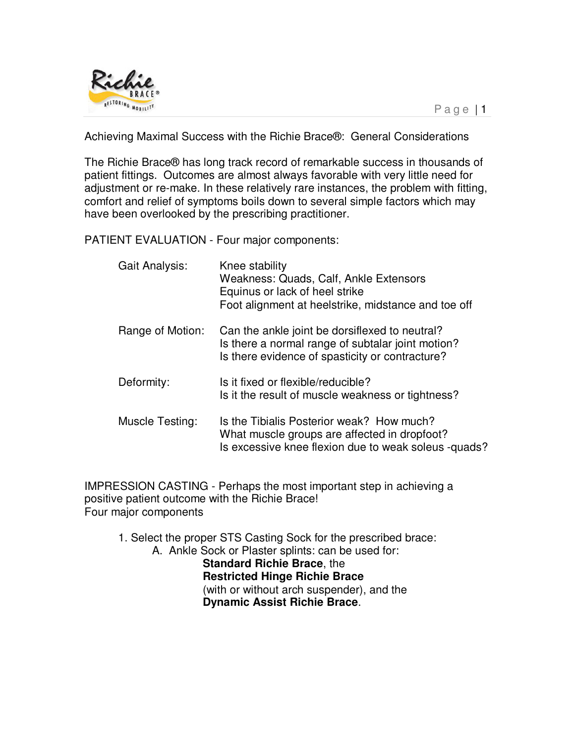# Achieving Maximal Success with the Richie Brace®: General Considerations

The Richie Brace® has long track record of remarkable success in thousands of patient fittings. Outcomes are almost always favorable with very little need for adjustment or re-make. In these relatively rare instances, the problem with fitting, comfort and relief of symptoms boils down to several simple factors which may have been overlooked by the prescribing practitioner.

## PATIENT EVALUATION - Four major components:

| | |
|---|---|
| Gait Analysis: | Knee stability<br>Weakness: Quads, Calf, Ankle Extensors<br>Equinus or lack of heel strike<br>Foot alignment at heelstrike, midstance and toe off |
| Range of Motion: | Can the ankle joint be dorsiflexed to neutral?<br>Is there a normal range of subtalar joint motion?<br>Is there evidence of spasticity or contracture? |
| Deformity: | Is it fixed or flexible/reducible?<br>Is it the result of muscle weakness or tightness? |
| Muscle Testing: | Is the Tibialis Posterior weak? How much?<br>What muscle groups are affected in dropfoot?<br>Is excessive knee flexion due to weak soleus -quads? |

## IMPRESSION CASTING - Perhaps the most important step in achieving a positive patient outcome with the Richie Brace!

Four major components

1. Select the proper STS Casting Sock for the prescribed brace:
   A. Ankle Sock or Plaster splints: can be used for:
      **Standard Richie Brace**, the
      **Restricted Hinge Richie Brace**
      (with or without arch suspender), and the
      **Dynamic Assist Richie Brace**.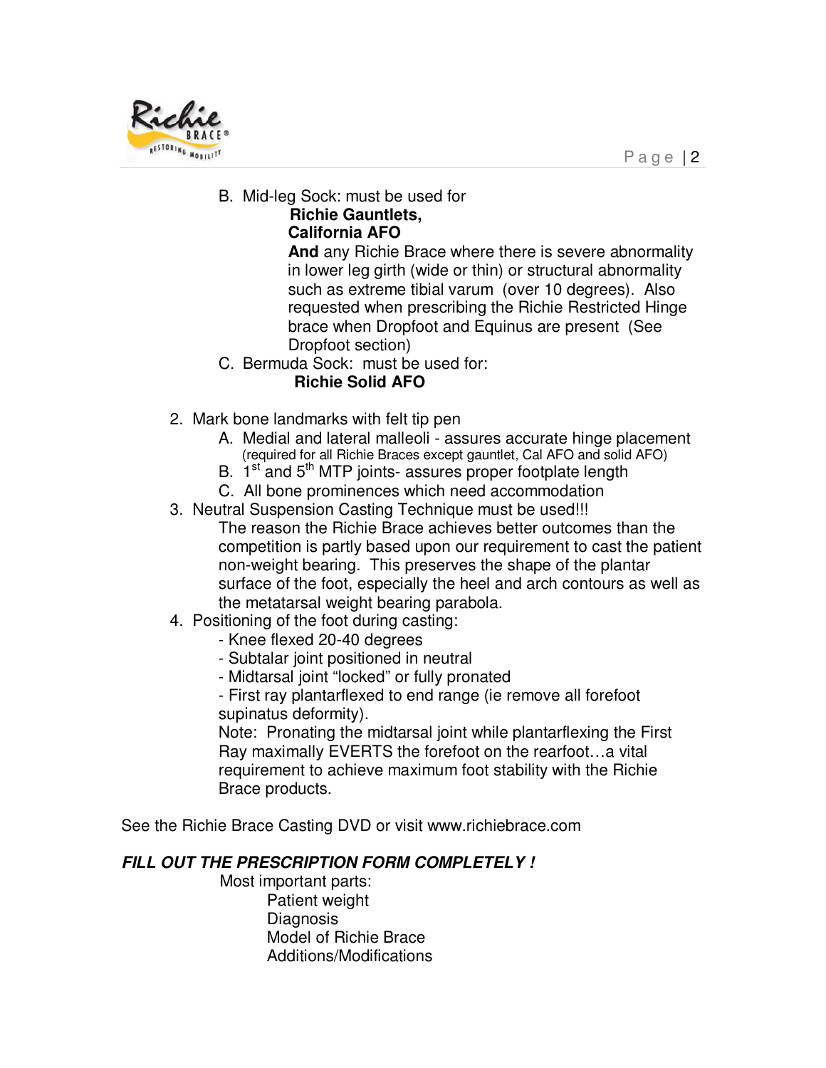B. Mid-leg Sock: must be used for
   **Richie Gauntlets,**
   **California AFO**
   **And** any Richie Brace where there is severe abnormality in lower leg girth (wide or thin) or structural abnormality such as extreme tibial varum (over 10 degrees). Also requested when prescribing the Richie Restricted Hinge brace when Dropfoot and Equinus are present (See Dropfoot section)

C. Bermuda Sock: must be used for:
   **Richie Solid AFO**

2. Mark bone landmarks with felt tip pen
   A. Medial and lateral malleoli - assures accurate hinge placement (required for all Richie Braces except gauntlet, Cal AFO and solid AFO)
   B. 1st and 5th MTP joints- assures proper footplate length
   C. All bone prominences which need accommodation
3. Neutral Suspension Casting Technique must be used!!!
   The reason the Richie Brace achieves better outcomes than the competition is partly based upon our requirement to cast the patient non-weight bearing. This preserves the shape of the plantar surface of the foot, especially the heel and arch contours as well as the metatarsal weight bearing parabola.
4. Positioning of the foot during casting:
   - Knee flexed 20-40 degrees
   - Subtalar joint positioned in neutral
   - Midtarsal joint "locked" or fully pronated
   - First ray plantarflexed to end range (ie remove all forefoot supinatus deformity).

   Note: Pronating the midtarsal joint while plantarflexing the First Ray maximally EVERTS the forefoot on the rearfoot…a vital requirement to achieve maximum foot stability with the Richie Brace products.

See the Richie Brace Casting DVD or visit www.richiebrace.com

***FILL OUT THE PRESCRIPTION FORM COMPLETELY !***

Most important parts:
- Patient weight
- Diagnosis
- Model of Richie Brace
- Additions/Modifications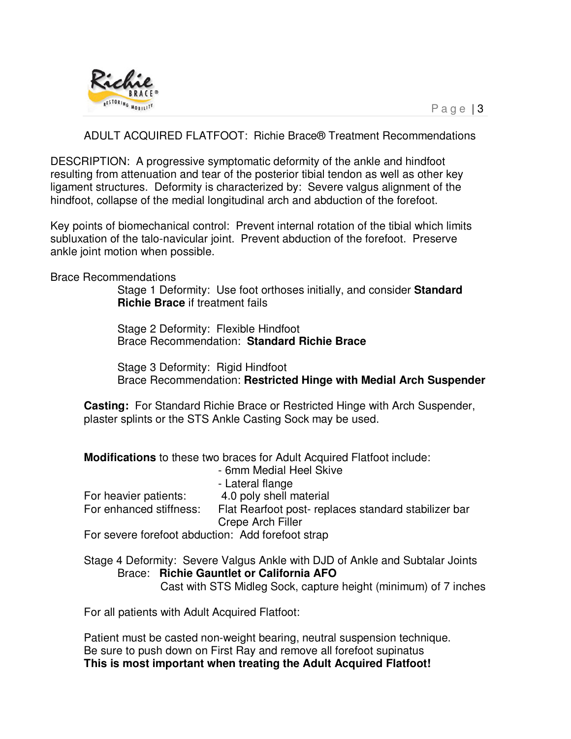ADULT ACQUIRED FLATFOOT: Richie Brace® Treatment Recommendations

DESCRIPTION: A progressive symptomatic deformity of the ankle and hindfoot resulting from attenuation and tear of the posterior tibial tendon as well as other key ligament structures. Deformity is characterized by: Severe valgus alignment of the hindfoot, collapse of the medial longitudinal arch and abduction of the forefoot.

Key points of biomechanical control: Prevent internal rotation of the tibial which limits subluxation of the talo-navicular joint. Prevent abduction of the forefoot. Preserve ankle joint motion when possible.

Brace Recommendations

Stage 1 Deformity: Use foot orthoses initially, and consider **Standard Richie Brace** if treatment fails

Stage 2 Deformity: Flexible Hindfoot
Brace Recommendation: **Standard Richie Brace**

Stage 3 Deformity: Rigid Hindfoot
Brace Recommendation: **Restricted Hinge with Medial Arch Suspender**

**Casting:** For Standard Richie Brace or Restricted Hinge with Arch Suspender, plaster splints or the STS Ankle Casting Sock may be used.

**Modifications** to these two braces for Adult Acquired Flatfoot include:

- 6mm Medial Heel Skive
- Lateral flange

For heavier patients: 4.0 poly shell material

For enhanced stiffness: Flat Rearfoot post- replaces standard stabilizer bar
Crepe Arch Filler

For severe forefoot abduction: Add forefoot strap

Stage 4 Deformity: Severe Valgus Ankle with DJD of Ankle and Subtalar Joints
Brace: **Richie Gauntlet or California AFO**
Cast with STS Midleg Sock, capture height (minimum) of 7 inches

For all patients with Adult Acquired Flatfoot:

Patient must be casted non-weight bearing, neutral suspension technique.
Be sure to push down on First Ray and remove all forefoot supinatus
**This is most important when treating the Adult Acquired Flatfoot!**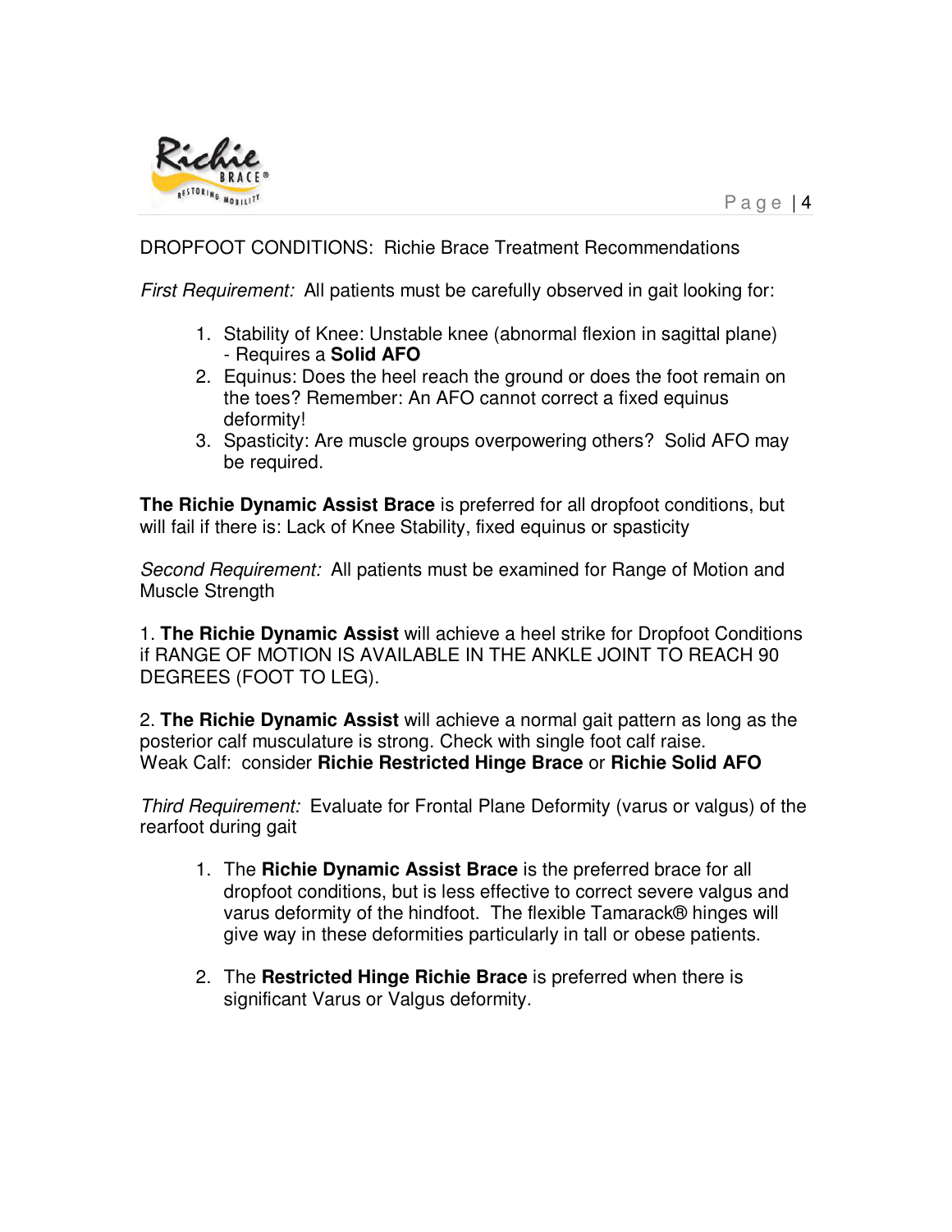## DROPFOOT CONDITIONS: Richie Brace Treatment Recommendations

*First Requirement:* All patients must be carefully observed in gait looking for:

1. Stability of Knee: Unstable knee (abnormal flexion in sagittal plane) - Requires a **Solid AFO**
2. Equinus: Does the heel reach the ground or does the foot remain on the toes? Remember: An AFO cannot correct a fixed equinus deformity!
3. Spasticity: Are muscle groups overpowering others? Solid AFO may be required.

**The Richie Dynamic Assist Brace** is preferred for all dropfoot conditions, but will fail if there is: Lack of Knee Stability, fixed equinus or spasticity

*Second Requirement:* All patients must be examined for Range of Motion and Muscle Strength

1. **The Richie Dynamic Assist** will achieve a heel strike for Dropfoot Conditions if RANGE OF MOTION IS AVAILABLE IN THE ANKLE JOINT TO REACH 90 DEGREES (FOOT TO LEG).

2. **The Richie Dynamic Assist** will achieve a normal gait pattern as long as the posterior calf musculature is strong. Check with single foot calf raise.
Weak Calf: consider **Richie Restricted Hinge Brace** or **Richie Solid AFO**

*Third Requirement:* Evaluate for Frontal Plane Deformity (varus or valgus) of the rearfoot during gait

1. The **Richie Dynamic Assist Brace** is the preferred brace for all dropfoot conditions, but is less effective to correct severe valgus and varus deformity of the hindfoot. The flexible Tamarack® hinges will give way in these deformities particularly in tall or obese patients.

2. The **Restricted Hinge Richie Brace** is preferred when there is significant Varus or Valgus deformity.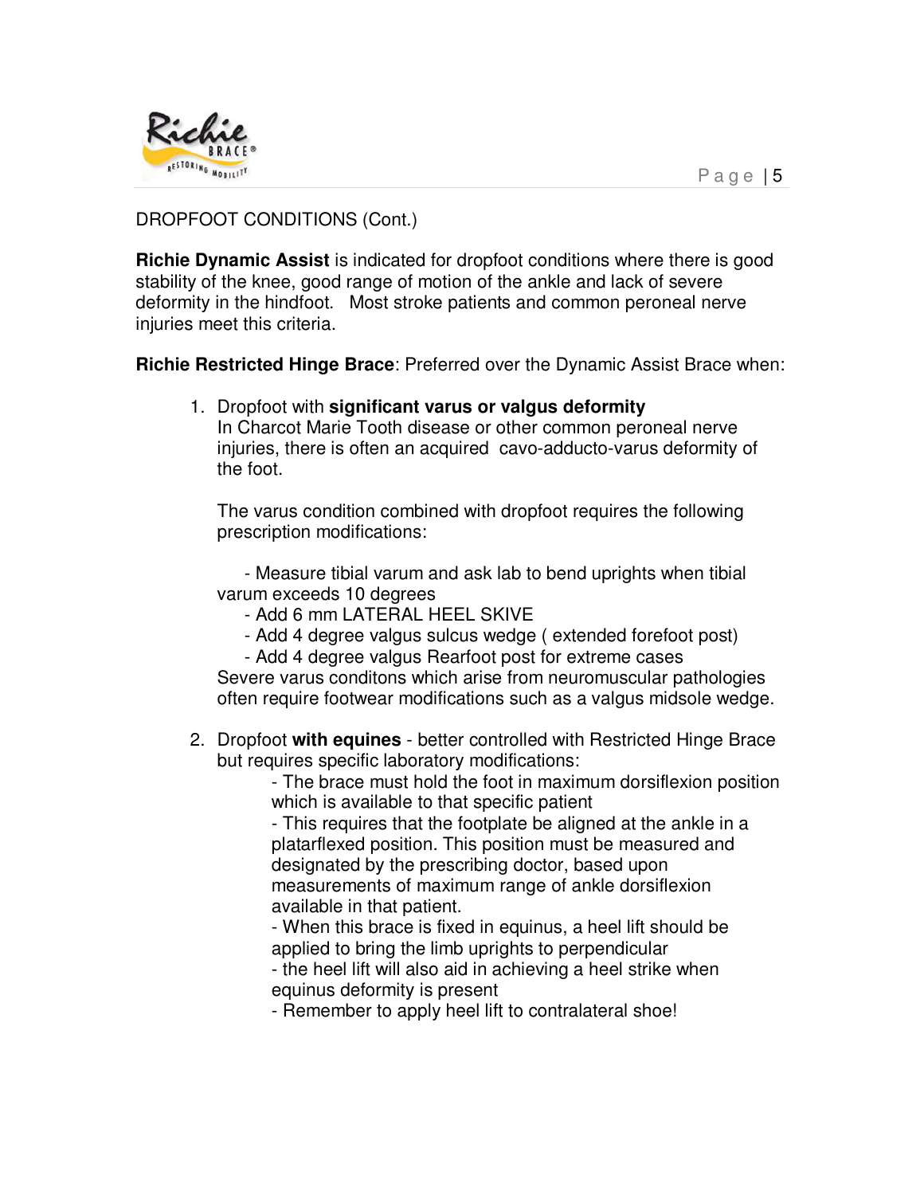DROPFOOT CONDITIONS (Cont.)

**Richie Dynamic Assist** is indicated for dropfoot conditions where there is good stability of the knee, good range of motion of the ankle and lack of severe deformity in the hindfoot. Most stroke patients and common peroneal nerve injuries meet this criteria.

**Richie Restricted Hinge Brace**: Preferred over the Dynamic Assist Brace when:

1. Dropfoot with **significant varus or valgus deformity**
   In Charcot Marie Tooth disease or other common peroneal nerve injuries, there is often an acquired cavo-adducto-varus deformity of the foot.

   The varus condition combined with dropfoot requires the following prescription modifications:

   - Measure tibial varum and ask lab to bend uprights when tibial varum exceeds 10 degrees
   - Add 6 mm LATERAL HEEL SKIVE
   - Add 4 degree valgus sulcus wedge ( extended forefoot post)
   - Add 4 degree valgus Rearfoot post for extreme cases

   Severe varus conditons which arise from neuromuscular pathologies often require footwear modifications such as a valgus midsole wedge.

2. Dropfoot **with equines** - better controlled with Restricted Hinge Brace but requires specific laboratory modifications:
   - The brace must hold the foot in maximum dorsiflexion position which is available to that specific patient
   - This requires that the footplate be aligned at the ankle in a platarflexed position. This position must be measured and designated by the prescribing doctor, based upon measurements of maximum range of ankle dorsiflexion available in that patient.
   - When this brace is fixed in equinus, a heel lift should be applied to bring the limb uprights to perpendicular
   - the heel lift will also aid in achieving a heel strike when equinus deformity is present
   - Remember to apply heel lift to contralateral shoe!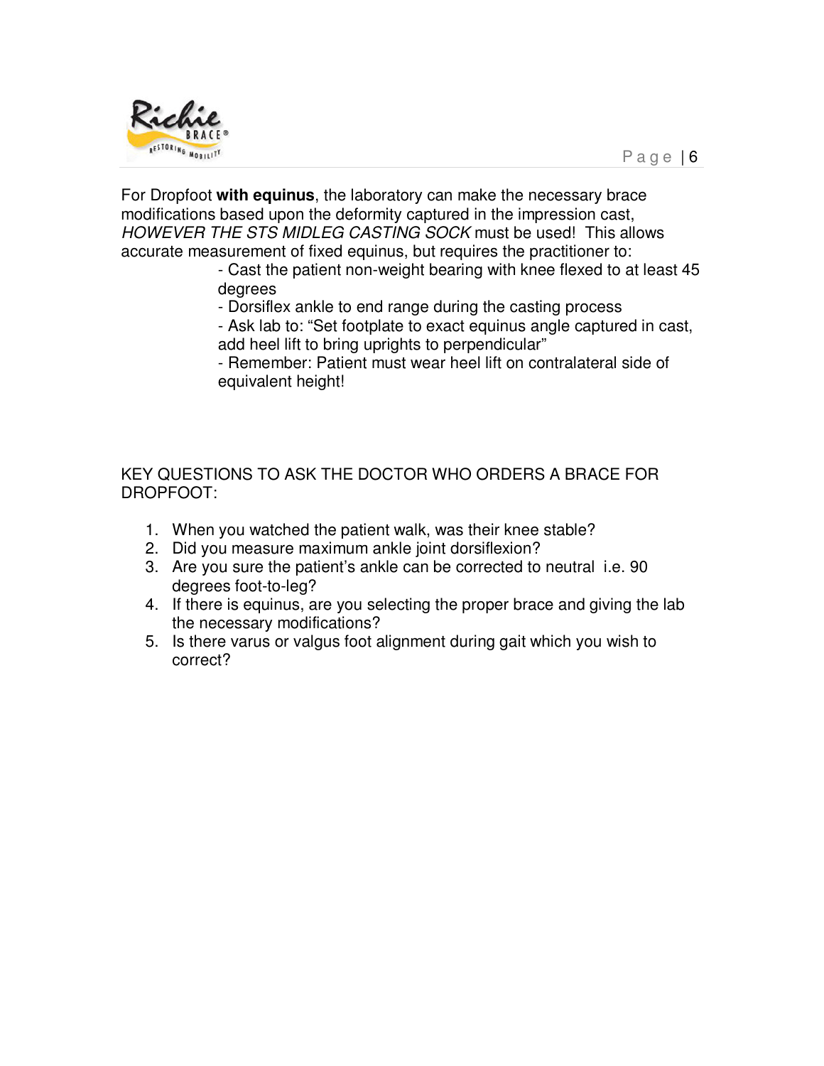For Dropfoot **with equinus**, the laboratory can make the necessary brace modifications based upon the deformity captured in the impression cast, *HOWEVER THE STS MIDLEG CASTING SOCK* must be used! This allows accurate measurement of fixed equinus, but requires the practitioner to:

- Cast the patient non-weight bearing with knee flexed to at least 45 degrees
- Dorsiflex ankle to end range during the casting process
- Ask lab to: "Set footplate to exact equinus angle captured in cast, add heel lift to bring uprights to perpendicular"
- Remember: Patient must wear heel lift on contralateral side of equivalent height!

KEY QUESTIONS TO ASK THE DOCTOR WHO ORDERS A BRACE FOR DROPFOOT:

1. When you watched the patient walk, was their knee stable?
2. Did you measure maximum ankle joint dorsiflexion?
3. Are you sure the patient's ankle can be corrected to neutral i.e. 90 degrees foot-to-leg?
4. If there is equinus, are you selecting the proper brace and giving the lab the necessary modifications?
5. Is there varus or valgus foot alignment during gait which you wish to correct?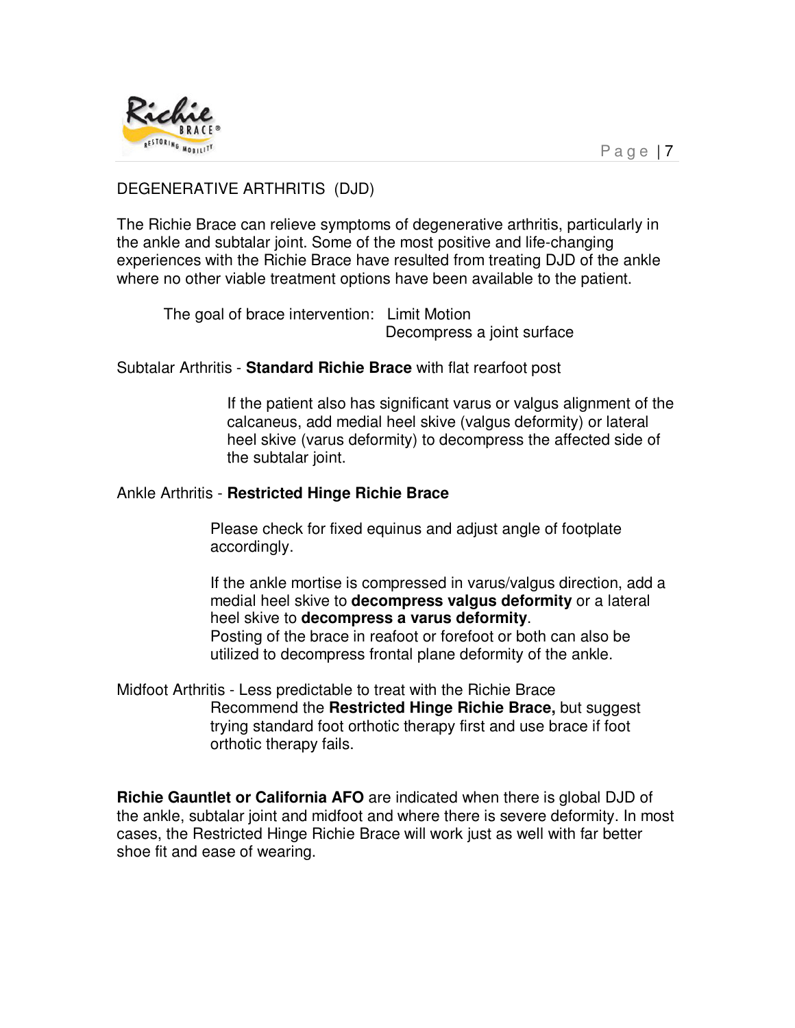## DEGENERATIVE ARTHRITIS (DJD)

The Richie Brace can relieve symptoms of degenerative arthritis, particularly in the ankle and subtalar joint. Some of the most positive and life-changing experiences with the Richie Brace have resulted from treating DJD of the ankle where no other viable treatment options have been available to the patient.

The goal of brace intervention: Limit Motion
Decompress a joint surface

Subtalar Arthritis - **Standard Richie Brace** with flat rearfoot post

If the patient also has significant varus or valgus alignment of the calcaneus, add medial heel skive (valgus deformity) or lateral heel skive (varus deformity) to decompress the affected side of the subtalar joint.

Ankle Arthritis - **Restricted Hinge Richie Brace**

Please check for fixed equinus and adjust angle of footplate accordingly.

If the ankle mortise is compressed in varus/valgus direction, add a medial heel skive to **decompress valgus deformity** or a lateral heel skive to **decompress a varus deformity**.
Posting of the brace in reafoot or forefoot or both can also be utilized to decompress frontal plane deformity of the ankle.

Midfoot Arthritis - Less predictable to treat with the Richie Brace
Recommend the **Restricted Hinge Richie Brace,** but suggest trying standard foot orthotic therapy first and use brace if foot orthotic therapy fails.

**Richie Gauntlet or California AFO** are indicated when there is global DJD of the ankle, subtalar joint and midfoot and where there is severe deformity. In most cases, the Restricted Hinge Richie Brace will work just as well with far better shoe fit and ease of wearing.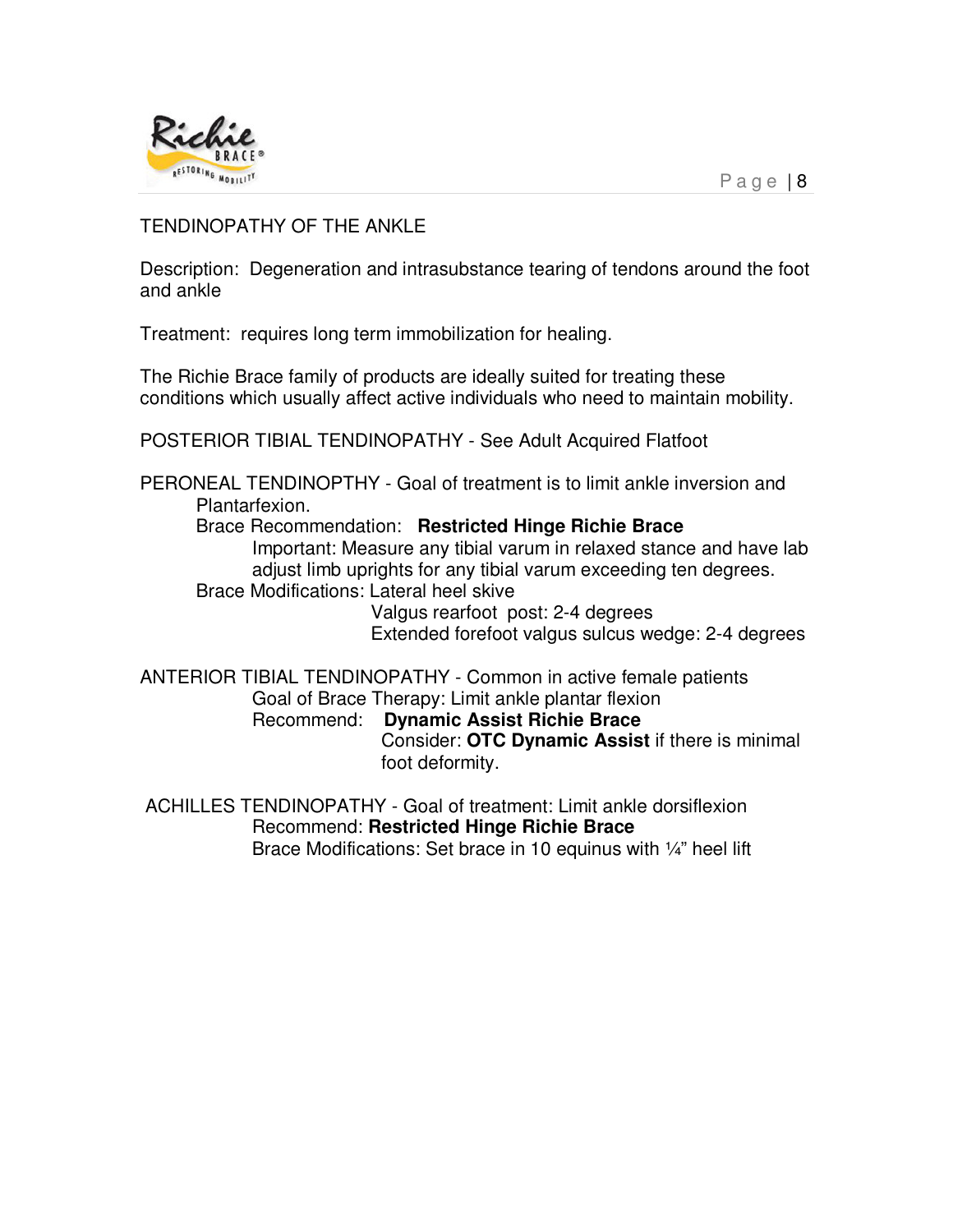## TENDINOPATHY OF THE ANKLE

Description: Degeneration and intrasubstance tearing of tendons around the foot and ankle

Treatment: requires long term immobilization for healing.

The Richie Brace family of products are ideally suited for treating these conditions which usually affect active individuals who need to maintain mobility.

POSTERIOR TIBIAL TENDINOPATHY - See Adult Acquired Flatfoot

PERONEAL TENDINOPTHY - Goal of treatment is to limit ankle inversion and Plantarfexion.

Brace Recommendation: **Restricted Hinge Richie Brace**

Important: Measure any tibial varum in relaxed stance and have lab adjust limb uprights for any tibial varum exceeding ten degrees.

Brace Modifications: Lateral heel skive
Valgus rearfoot post: 2-4 degrees
Extended forefoot valgus sulcus wedge: 2-4 degrees

ANTERIOR TIBIAL TENDINOPATHY - Common in active female patients

Goal of Brace Therapy: Limit ankle plantar flexion

Recommend: **Dynamic Assist Richie Brace**

Consider: **OTC Dynamic Assist** if there is minimal foot deformity.

ACHILLES TENDINOPATHY - Goal of treatment: Limit ankle dorsiflexion

Recommend: **Restricted Hinge Richie Brace**

Brace Modifications: Set brace in 10 equinus with ¼" heel lift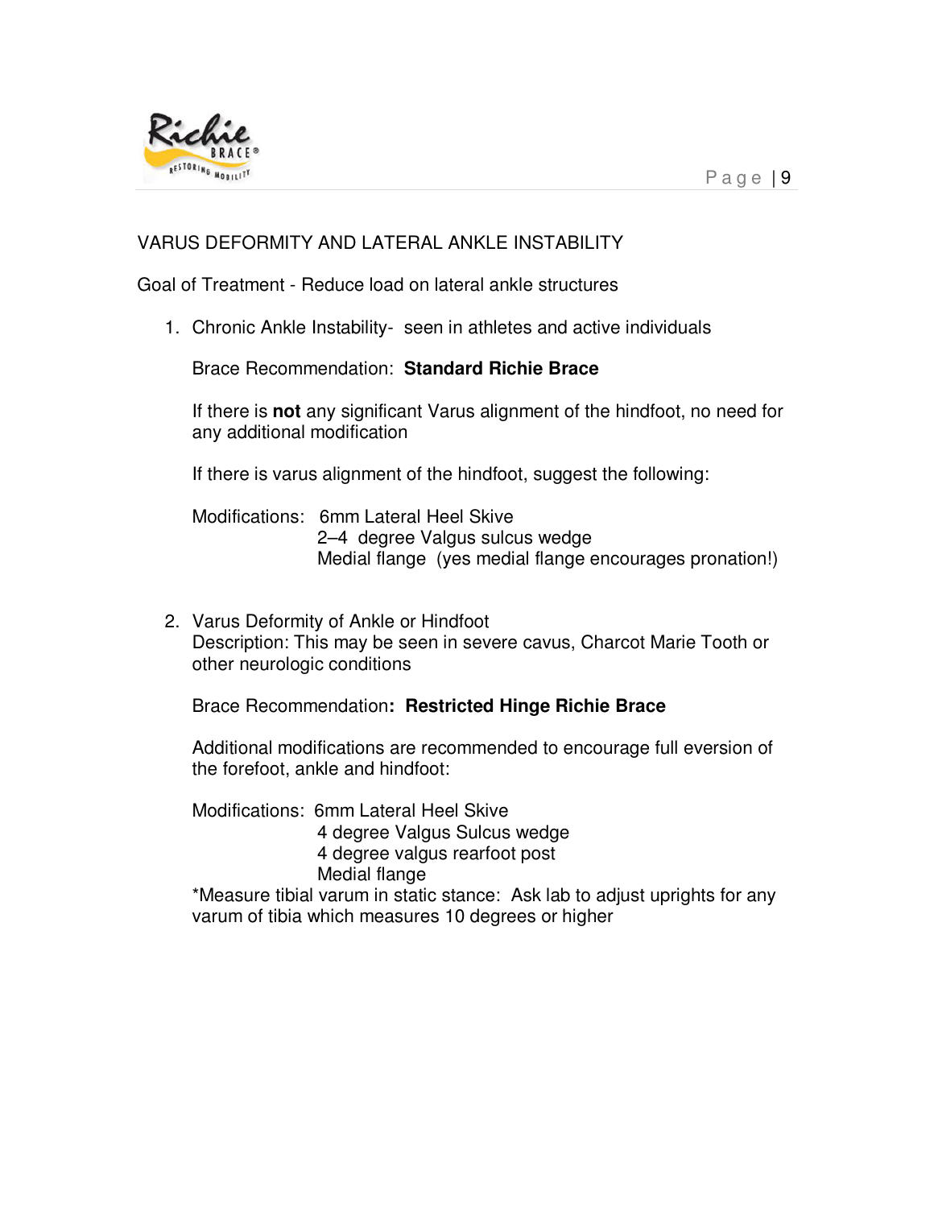## VARUS DEFORMITY AND LATERAL ANKLE INSTABILITY

Goal of Treatment - Reduce load on lateral ankle structures

1. Chronic Ankle Instability- seen in athletes and active individuals

   Brace Recommendation: **Standard Richie Brace**

   If there is **not** any significant Varus alignment of the hindfoot, no need for any additional modification

   If there is varus alignment of the hindfoot, suggest the following:

   Modifications: 6mm Lateral Heel Skive
   2–4 degree Valgus sulcus wedge
   Medial flange (yes medial flange encourages pronation!)

2. Varus Deformity of Ankle or Hindfoot
   Description: This may be seen in severe cavus, Charcot Marie Tooth or other neurologic conditions

   Brace Recommendation**: Restricted Hinge Richie Brace**

   Additional modifications are recommended to encourage full eversion of the forefoot, ankle and hindfoot:

   Modifications: 6mm Lateral Heel Skive
   4 degree Valgus Sulcus wedge
   4 degree valgus rearfoot post
   Medial flange
   *Measure tibial varum in static stance: Ask lab to adjust uprights for any varum of tibia which measures 10 degrees or higher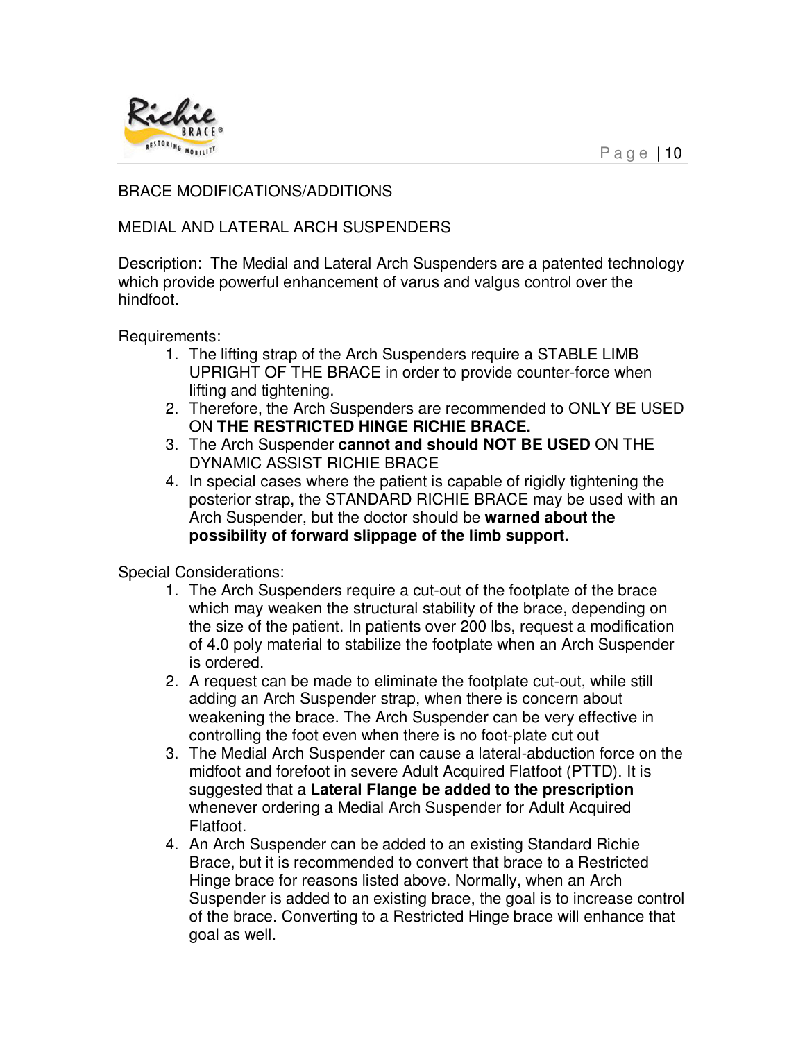## BRACE MODIFICATIONS/ADDITIONS

### MEDIAL AND LATERAL ARCH SUSPENDERS

Description: The Medial and Lateral Arch Suspenders are a patented technology which provide powerful enhancement of varus and valgus control over the hindfoot.

Requirements:

1. The lifting strap of the Arch Suspenders require a STABLE LIMB UPRIGHT OF THE BRACE in order to provide counter-force when lifting and tightening.
2. Therefore, the Arch Suspenders are recommended to ONLY BE USED ON **THE RESTRICTED HINGE RICHIE BRACE.**
3. The Arch Suspender **cannot and should NOT BE USED** ON THE DYNAMIC ASSIST RICHIE BRACE
4. In special cases where the patient is capable of rigidly tightening the posterior strap, the STANDARD RICHIE BRACE may be used with an Arch Suspender, but the doctor should be **warned about the possibility of forward slippage of the limb support.**

Special Considerations:

1. The Arch Suspenders require a cut-out of the footplate of the brace which may weaken the structural stability of the brace, depending on the size of the patient. In patients over 200 lbs, request a modification of 4.0 poly material to stabilize the footplate when an Arch Suspender is ordered.
2. A request can be made to eliminate the footplate cut-out, while still adding an Arch Suspender strap, when there is concern about weakening the brace. The Arch Suspender can be very effective in controlling the foot even when there is no foot-plate cut out
3. The Medial Arch Suspender can cause a lateral-abduction force on the midfoot and forefoot in severe Adult Acquired Flatfoot (PTTD). It is suggested that a **Lateral Flange be added to the prescription** whenever ordering a Medial Arch Suspender for Adult Acquired Flatfoot.
4. An Arch Suspender can be added to an existing Standard Richie Brace, but it is recommended to convert that brace to a Restricted Hinge brace for reasons listed above. Normally, when an Arch Suspender is added to an existing brace, the goal is to increase control of the brace. Converting to a Restricted Hinge brace will enhance that goal as well.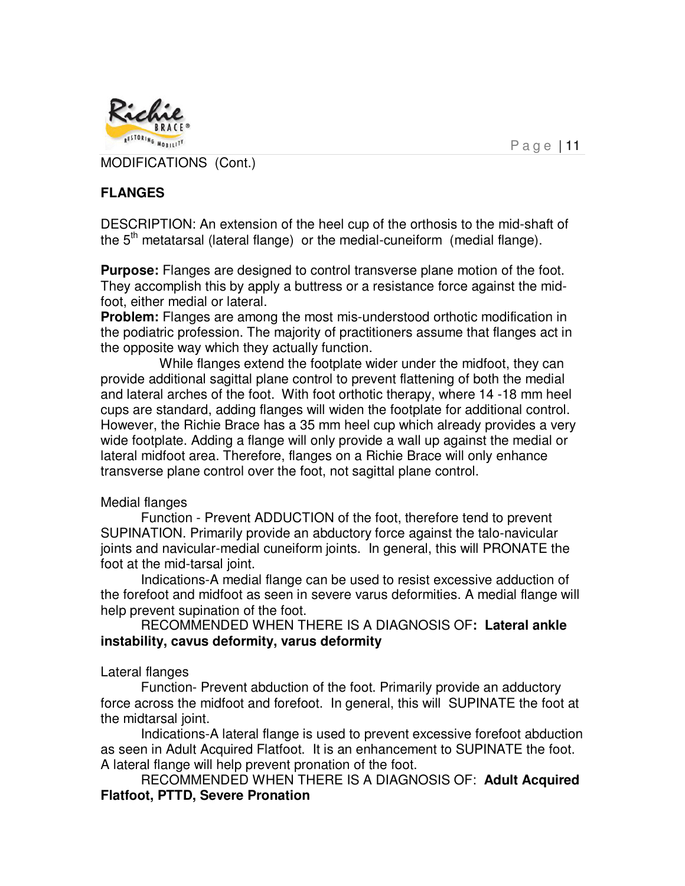MODIFICATIONS (Cont.)

**FLANGES**

DESCRIPTION: An extension of the heel cup of the orthosis to the mid-shaft of the 5th metatarsal (lateral flange) or the medial-cuneiform (medial flange).

**Purpose:** Flanges are designed to control transverse plane motion of the foot. They accomplish this by apply a buttress or a resistance force against the mid-foot, either medial or lateral.

**Problem:** Flanges are among the most mis-understood orthotic modification in the podiatric profession. The majority of practitioners assume that flanges act in the opposite way which they actually function.

While flanges extend the footplate wider under the midfoot, they can provide additional sagittal plane control to prevent flattening of both the medial and lateral arches of the foot. With foot orthotic therapy, where 14 -18 mm heel cups are standard, adding flanges will widen the footplate for additional control. However, the Richie Brace has a 35 mm heel cup which already provides a very wide footplate. Adding a flange will only provide a wall up against the medial or lateral midfoot area. Therefore, flanges on a Richie Brace will only enhance transverse plane control over the foot, not sagittal plane control.

Medial flanges

Function - Prevent ADDUCTION of the foot, therefore tend to prevent SUPINATION. Primarily provide an abductory force against the talo-navicular joints and navicular-medial cuneiform joints. In general, this will PRONATE the foot at the mid-tarsal joint.

Indications-A medial flange can be used to resist excessive adduction of the forefoot and midfoot as seen in severe varus deformities. A medial flange will help prevent supination of the foot.

RECOMMENDED WHEN THERE IS A DIAGNOSIS OF**: Lateral ankle instability, cavus deformity, varus deformity**

Lateral flanges

Function- Prevent abduction of the foot. Primarily provide an adductory force across the midfoot and forefoot. In general, this will SUPINATE the foot at the midtarsal joint.

Indications-A lateral flange is used to prevent excessive forefoot abduction as seen in Adult Acquired Flatfoot. It is an enhancement to SUPINATE the foot. A lateral flange will help prevent pronation of the foot.

RECOMMENDED WHEN THERE IS A DIAGNOSIS OF: **Adult Acquired Flatfoot, PTTD, Severe Pronation**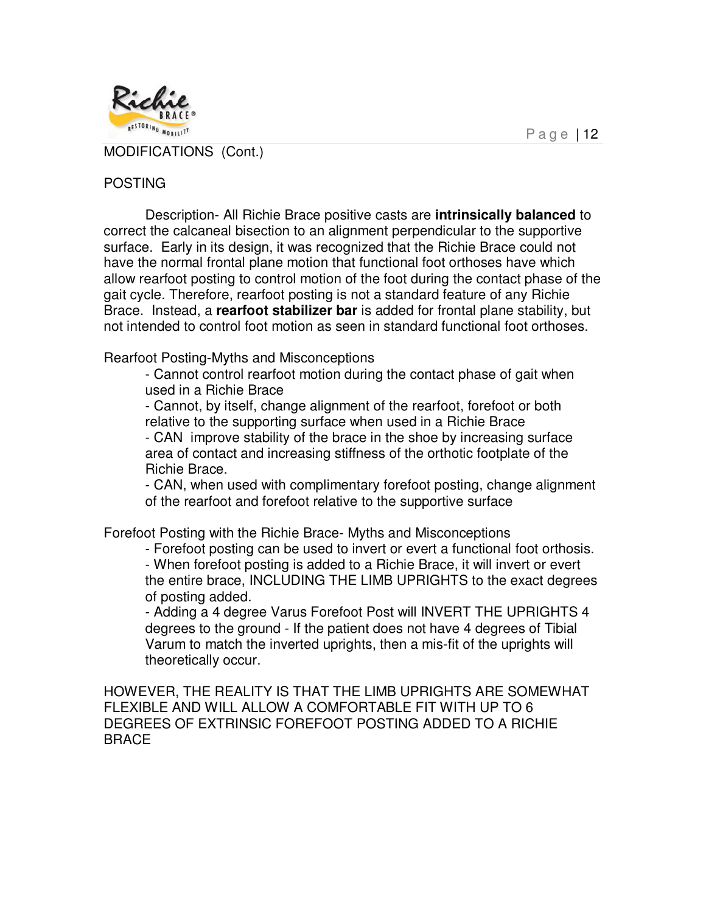MODIFICATIONS (Cont.)

## POSTING

Description- All Richie Brace positive casts are **intrinsically balanced** to correct the calcaneal bisection to an alignment perpendicular to the supportive surface. Early in its design, it was recognized that the Richie Brace could not have the normal frontal plane motion that functional foot orthoses have which allow rearfoot posting to control motion of the foot during the contact phase of the gait cycle. Therefore, rearfoot posting is not a standard feature of any Richie Brace. Instead, a **rearfoot stabilizer bar** is added for frontal plane stability, but not intended to control foot motion as seen in standard functional foot orthoses.

Rearfoot Posting-Myths and Misconceptions

- Cannot control rearfoot motion during the contact phase of gait when used in a Richie Brace
- Cannot, by itself, change alignment of the rearfoot, forefoot or both relative to the supporting surface when used in a Richie Brace
- CAN improve stability of the brace in the shoe by increasing surface area of contact and increasing stiffness of the orthotic footplate of the Richie Brace.
- CAN, when used with complimentary forefoot posting, change alignment of the rearfoot and forefoot relative to the supportive surface

Forefoot Posting with the Richie Brace- Myths and Misconceptions

- Forefoot posting can be used to invert or evert a functional foot orthosis.
- When forefoot posting is added to a Richie Brace, it will invert or evert the entire brace, INCLUDING THE LIMB UPRIGHTS to the exact degrees of posting added.
- Adding a 4 degree Varus Forefoot Post will INVERT THE UPRIGHTS 4 degrees to the ground - If the patient does not have 4 degrees of Tibial Varum to match the inverted uprights, then a mis-fit of the uprights will theoretically occur.

HOWEVER, THE REALITY IS THAT THE LIMB UPRIGHTS ARE SOMEWHAT FLEXIBLE AND WILL ALLOW A COMFORTABLE FIT WITH UP TO 6 DEGREES OF EXTRINSIC FOREFOOT POSTING ADDED TO A RICHIE BRACE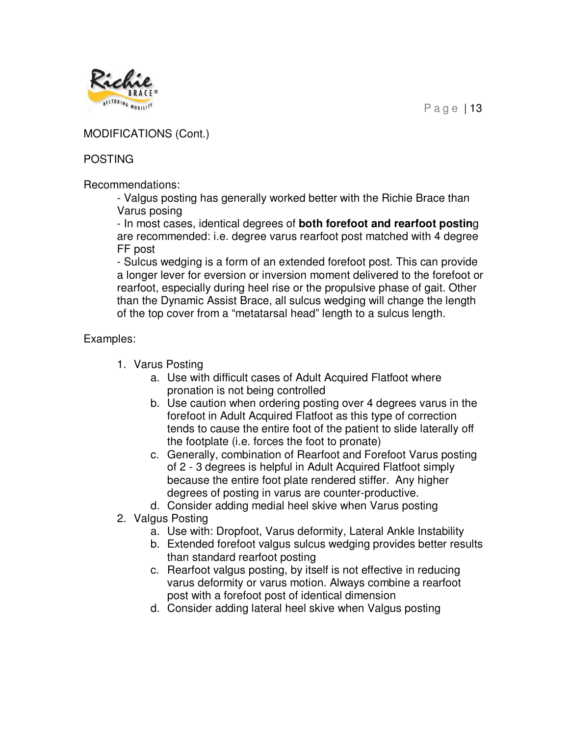MODIFICATIONS (Cont.)

POSTING

Recommendations:

- Valgus posting has generally worked better with the Richie Brace than Varus posing
- In most cases, identical degrees of **both forefoot and rearfoot postin**g are recommended: i.e. degree varus rearfoot post matched with 4 degree FF post
- Sulcus wedging is a form of an extended forefoot post. This can provide a longer lever for eversion or inversion moment delivered to the forefoot or rearfoot, especially during heel rise or the propulsive phase of gait. Other than the Dynamic Assist Brace, all sulcus wedging will change the length of the top cover from a "metatarsal head" length to a sulcus length.

Examples:

1. Varus Posting
   a. Use with difficult cases of Adult Acquired Flatfoot where pronation is not being controlled
   b. Use caution when ordering posting over 4 degrees varus in the forefoot in Adult Acquired Flatfoot as this type of correction tends to cause the entire foot of the patient to slide laterally off the footplate (i.e. forces the foot to pronate)
   c. Generally, combination of Rearfoot and Forefoot Varus posting of 2 - 3 degrees is helpful in Adult Acquired Flatfoot simply because the entire foot plate rendered stiffer. Any higher degrees of posting in varus are counter-productive.
   d. Consider adding medial heel skive when Varus posting
2. Valgus Posting
   a. Use with: Dropfoot, Varus deformity, Lateral Ankle Instability
   b. Extended forefoot valgus sulcus wedging provides better results than standard rearfoot posting
   c. Rearfoot valgus posting, by itself is not effective in reducing varus deformity or varus motion. Always combine a rearfoot post with a forefoot post of identical dimension
   d. Consider adding lateral heel skive when Valgus posting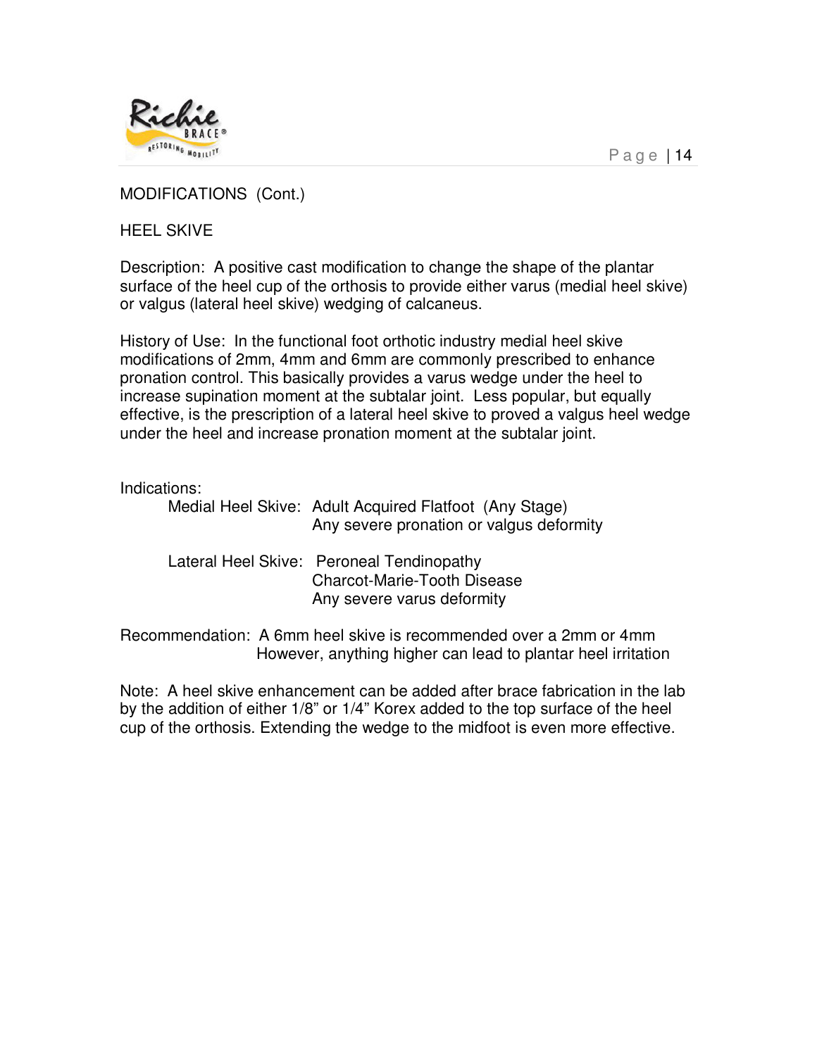MODIFICATIONS (Cont.)

## HEEL SKIVE

Description: A positive cast modification to change the shape of the plantar surface of the heel cup of the orthosis to provide either varus (medial heel skive) or valgus (lateral heel skive) wedging of calcaneus.

History of Use: In the functional foot orthotic industry medial heel skive modifications of 2mm, 4mm and 6mm are commonly prescribed to enhance pronation control. This basically provides a varus wedge under the heel to increase supination moment at the subtalar joint. Less popular, but equally effective, is the prescription of a lateral heel skive to proved a valgus heel wedge under the heel and increase pronation moment at the subtalar joint.

Indications:

- Medial Heel Skive:
  - Adult Acquired Flatfoot (Any Stage)
  - Any severe pronation or valgus deformity
- Lateral Heel Skive:
  - Peroneal Tendinopathy
  - Charcot-Marie-Tooth Disease
  - Any severe varus deformity

Recommendation: A 6mm heel skive is recommended over a 2mm or 4mm However, anything higher can lead to plantar heel irritation

Note: A heel skive enhancement can be added after brace fabrication in the lab by the addition of either 1/8" or 1/4" Korex added to the top surface of the heel cup of the orthosis. Extending the wedge to the midfoot is even more effective.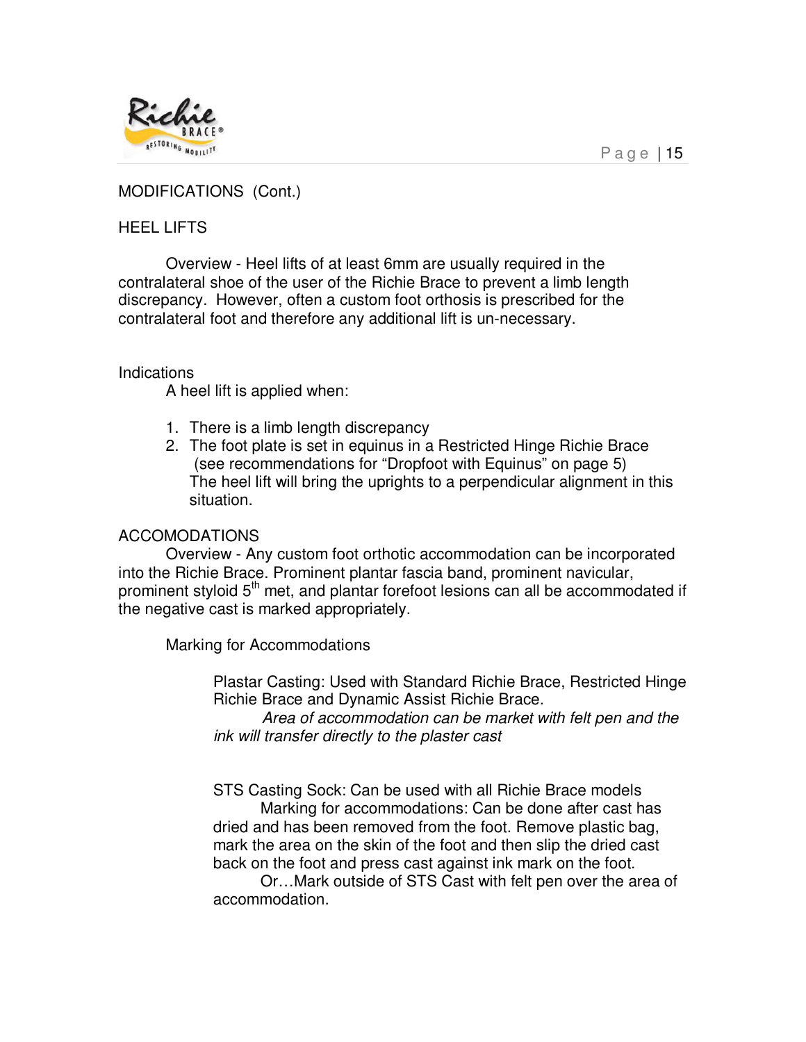MODIFICATIONS (Cont.)

HEEL LIFTS

Overview - Heel lifts of at least 6mm are usually required in the contralateral shoe of the user of the Richie Brace to prevent a limb length discrepancy. However, often a custom foot orthosis is prescribed for the contralateral foot and therefore any additional lift is un-necessary.

Indications

A heel lift is applied when:

1. There is a limb length discrepancy
2. The foot plate is set in equinus in a Restricted Hinge Richie Brace (see recommendations for "Dropfoot with Equinus" on page 5)
   The heel lift will bring the uprights to a perpendicular alignment in this situation.

ACCOMODATIONS

Overview - Any custom foot orthotic accommodation can be incorporated into the Richie Brace. Prominent plantar fascia band, prominent navicular, prominent styloid 5th met, and plantar forefoot lesions can all be accommodated if the negative cast is marked appropriately.

Marking for Accommodations

Plastar Casting: Used with Standard Richie Brace, Restricted Hinge Richie Brace and Dynamic Assist Richie Brace.

*Area of accommodation can be market with felt pen and the ink will transfer directly to the plaster cast*

STS Casting Sock: Can be used with all Richie Brace models

Marking for accommodations: Can be done after cast has dried and has been removed from the foot. Remove plastic bag, mark the area on the skin of the foot and then slip the dried cast back on the foot and press cast against ink mark on the foot.

Or…Mark outside of STS Cast with felt pen over the area of accommodation.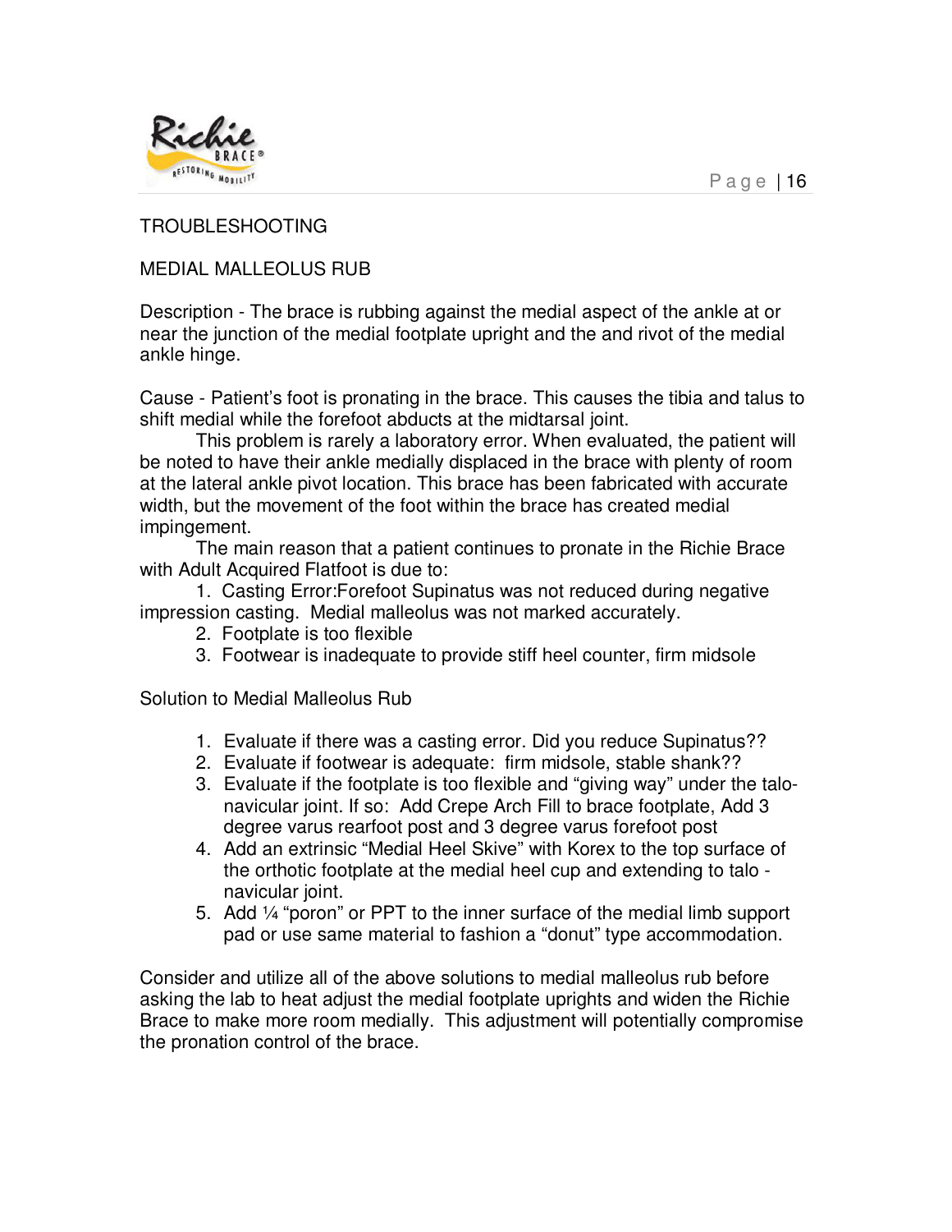# TROUBLESHOOTING

## MEDIAL MALLEOLUS RUB

Description - The brace is rubbing against the medial aspect of the ankle at or near the junction of the medial footplate upright and the and rivot of the medial ankle hinge.

Cause - Patient's foot is pronating in the brace. This causes the tibia and talus to shift medial while the forefoot abducts at the midtarsal joint.

This problem is rarely a laboratory error. When evaluated, the patient will be noted to have their ankle medially displaced in the brace with plenty of room at the lateral ankle pivot location. This brace has been fabricated with accurate width, but the movement of the foot within the brace has created medial impingement.

The main reason that a patient continues to pronate in the Richie Brace with Adult Acquired Flatfoot is due to:

1. Casting Error:Forefoot Supinatus was not reduced during negative impression casting. Medial malleolus was not marked accurately.
2. Footplate is too flexible
3. Footwear is inadequate to provide stiff heel counter, firm midsole

Solution to Medial Malleolus Rub

1. Evaluate if there was a casting error. Did you reduce Supinatus??
2. Evaluate if footwear is adequate: firm midsole, stable shank??
3. Evaluate if the footplate is too flexible and "giving way" under the talo-navicular joint. If so: Add Crepe Arch Fill to brace footplate, Add 3 degree varus rearfoot post and 3 degree varus forefoot post
4. Add an extrinsic "Medial Heel Skive" with Korex to the top surface of the orthotic footplate at the medial heel cup and extending to talo - navicular joint.
5. Add ¼ "poron" or PPT to the inner surface of the medial limb support pad or use same material to fashion a "donut" type accommodation.

Consider and utilize all of the above solutions to medial malleolus rub before asking the lab to heat adjust the medial footplate uprights and widen the Richie Brace to make more room medially. This adjustment will potentially compromise the pronation control of the brace.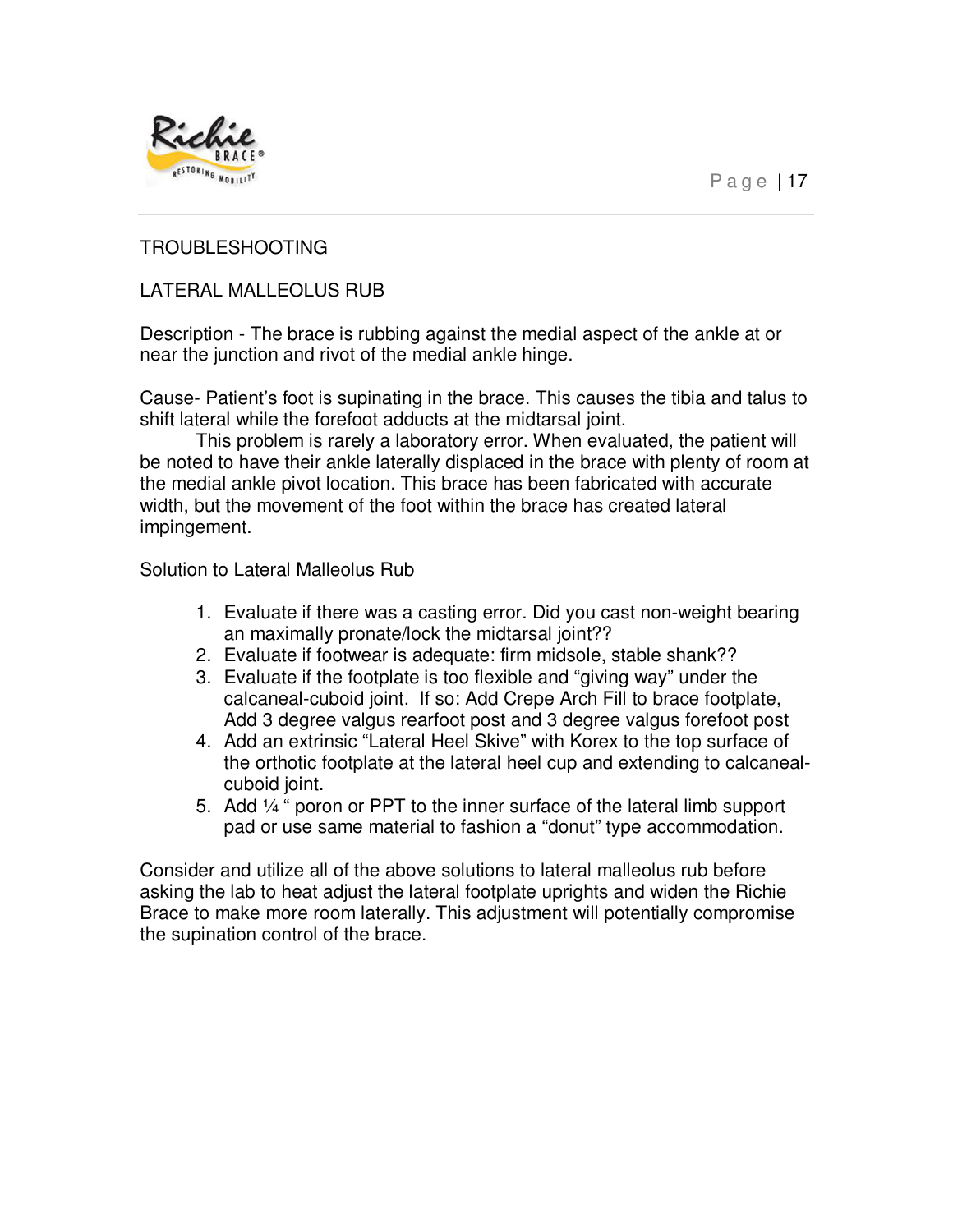## TROUBLESHOOTING

### LATERAL MALLEOLUS RUB

Description - The brace is rubbing against the medial aspect of the ankle at or near the junction and rivot of the medial ankle hinge.

Cause- Patient's foot is supinating in the brace. This causes the tibia and talus to shift lateral while the forefoot adducts at the midtarsal joint.

This problem is rarely a laboratory error. When evaluated, the patient will be noted to have their ankle laterally displaced in the brace with plenty of room at the medial ankle pivot location. This brace has been fabricated with accurate width, but the movement of the foot within the brace has created lateral impingement.

Solution to Lateral Malleolus Rub

1. Evaluate if there was a casting error. Did you cast non-weight bearing an maximally pronate/lock the midtarsal joint??
2. Evaluate if footwear is adequate: firm midsole, stable shank??
3. Evaluate if the footplate is too flexible and "giving way" under the calcaneal-cuboid joint. If so: Add Crepe Arch Fill to brace footplate, Add 3 degree valgus rearfoot post and 3 degree valgus forefoot post
4. Add an extrinsic "Lateral Heel Skive" with Korex to the top surface of the orthotic footplate at the lateral heel cup and extending to calcaneal-cuboid joint.
5. Add ¼ " poron or PPT to the inner surface of the lateral limb support pad or use same material to fashion a "donut" type accommodation.

Consider and utilize all of the above solutions to lateral malleolus rub before asking the lab to heat adjust the lateral footplate uprights and widen the Richie Brace to make more room laterally. This adjustment will potentially compromise the supination control of the brace.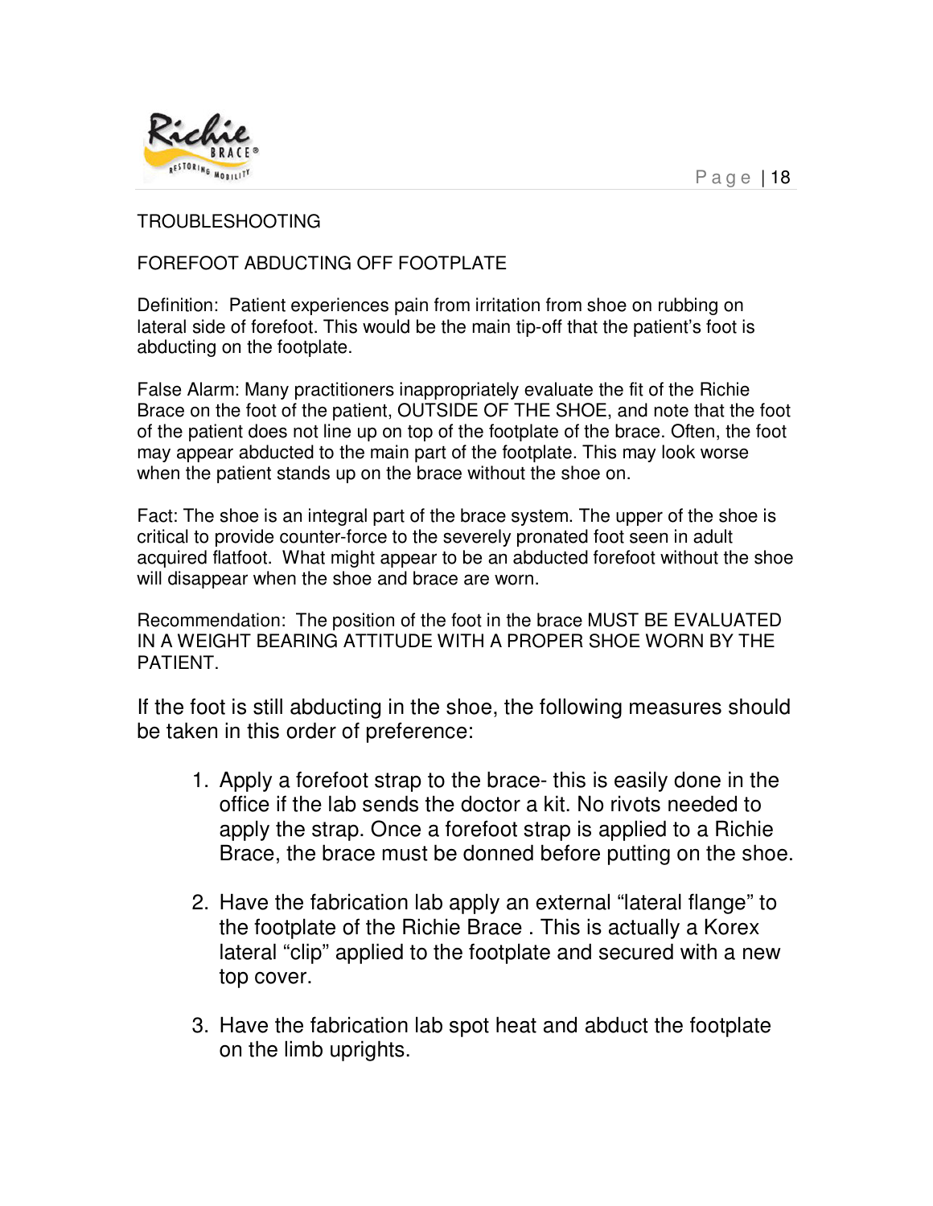## TROUBLESHOOTING

### FOREFOOT ABDUCTING OFF FOOTPLATE

Definition: Patient experiences pain from irritation from shoe on rubbing on lateral side of forefoot. This would be the main tip-off that the patient's foot is abducting on the footplate.

False Alarm: Many practitioners inappropriately evaluate the fit of the Richie Brace on the foot of the patient, OUTSIDE OF THE SHOE, and note that the foot of the patient does not line up on top of the footplate of the brace. Often, the foot may appear abducted to the main part of the footplate. This may look worse when the patient stands up on the brace without the shoe on.

Fact: The shoe is an integral part of the brace system. The upper of the shoe is critical to provide counter-force to the severely pronated foot seen in adult acquired flatfoot. What might appear to be an abducted forefoot without the shoe will disappear when the shoe and brace are worn.

Recommendation: The position of the foot in the brace MUST BE EVALUATED IN A WEIGHT BEARING ATTITUDE WITH A PROPER SHOE WORN BY THE PATIENT.

If the foot is still abducting in the shoe, the following measures should be taken in this order of preference:

1. Apply a forefoot strap to the brace- this is easily done in the office if the lab sends the doctor a kit. No rivots needed to apply the strap. Once a forefoot strap is applied to a Richie Brace, the brace must be donned before putting on the shoe.

2. Have the fabrication lab apply an external "lateral flange" to the footplate of the Richie Brace . This is actually a Korex lateral "clip" applied to the footplate and secured with a new top cover.

3. Have the fabrication lab spot heat and abduct the footplate on the limb uprights.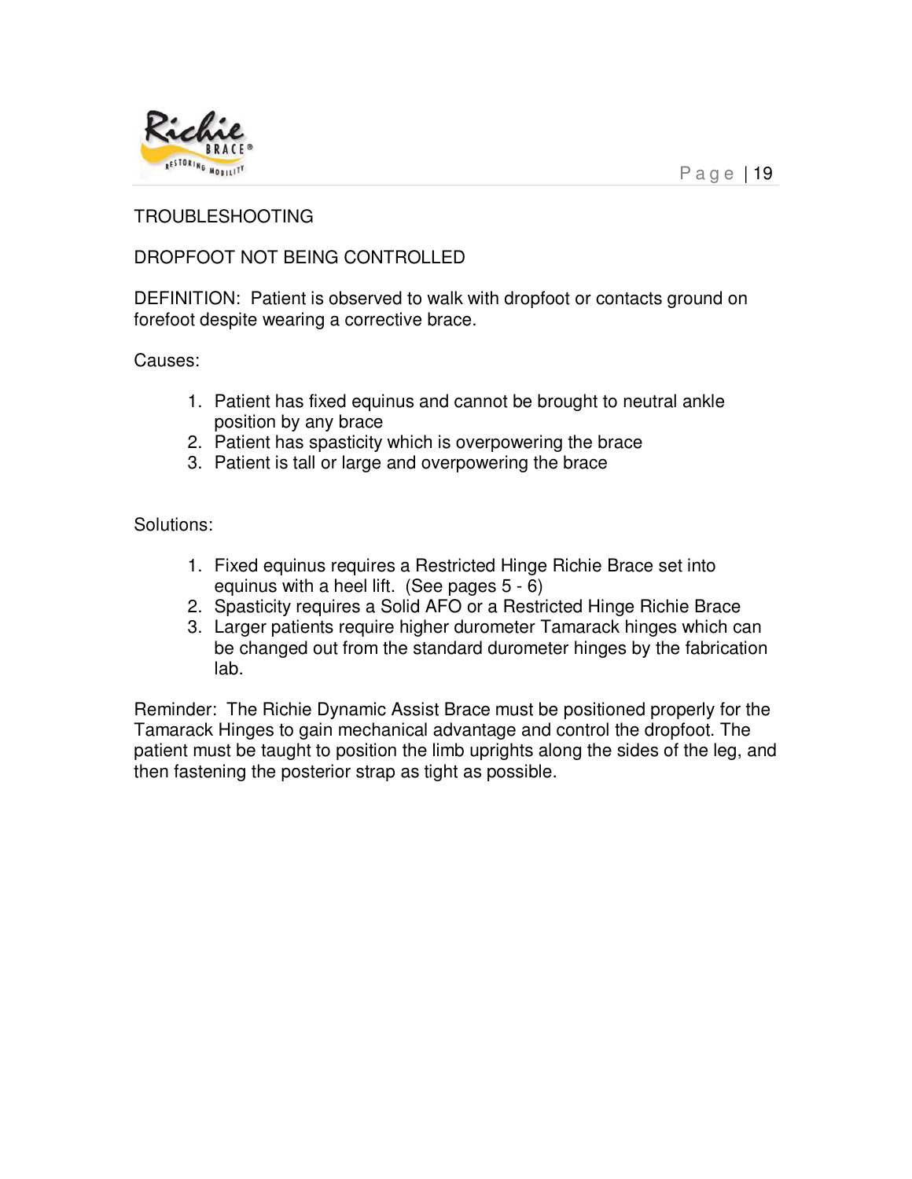## TROUBLESHOOTING

### DROPFOOT NOT BEING CONTROLLED

DEFINITION: Patient is observed to walk with dropfoot or contacts ground on forefoot despite wearing a corrective brace.

Causes:

1. Patient has fixed equinus and cannot be brought to neutral ankle position by any brace
2. Patient has spasticity which is overpowering the brace
3. Patient is tall or large and overpowering the brace

Solutions:

1. Fixed equinus requires a Restricted Hinge Richie Brace set into equinus with a heel lift. (See pages 5 - 6)
2. Spasticity requires a Solid AFO or a Restricted Hinge Richie Brace
3. Larger patients require higher durometer Tamarack hinges which can be changed out from the standard durometer hinges by the fabrication lab.

Reminder: The Richie Dynamic Assist Brace must be positioned properly for the Tamarack Hinges to gain mechanical advantage and control the dropfoot. The patient must be taught to position the limb uprights along the sides of the leg, and then fastening the posterior strap as tight as possible.